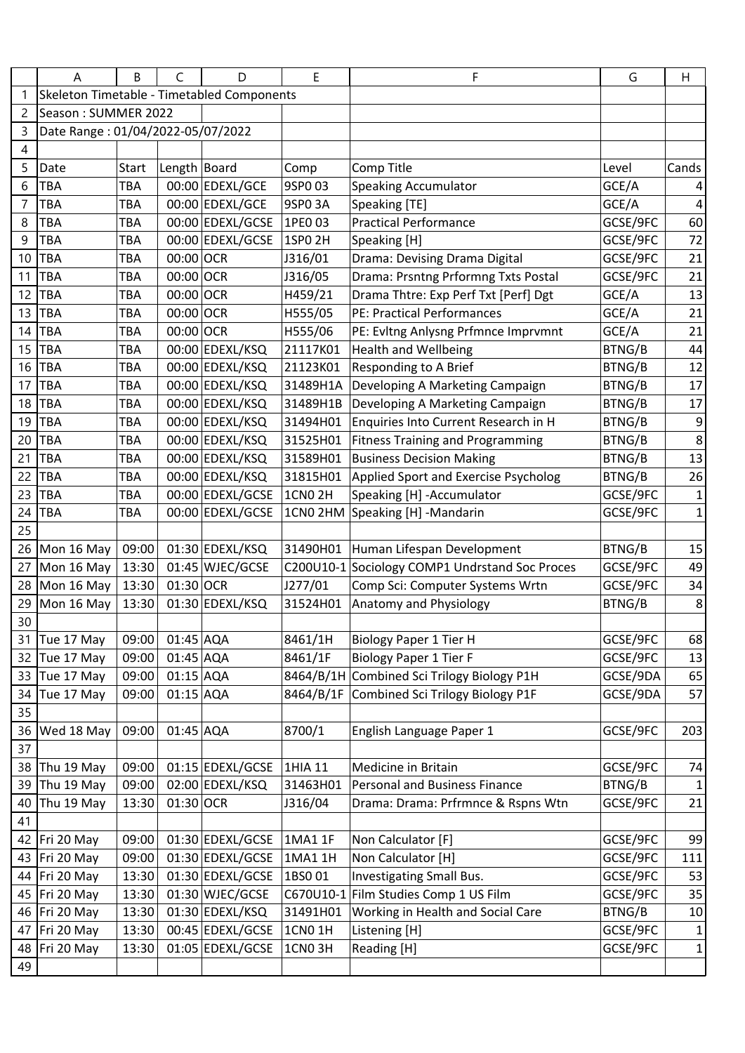Skeleton Timetable - Timetabled Components

Season : SUMMER 2022

Date Range : 01/04/2022-05/07/2022

| Date | Start | Length | Board | Comp | Comp Title | Level | Cands |
|---|---|---|---|---|---|---|---|
| TBA | TBA | 00:00 | EDEXL/GCE | 9SP0 03 | Speaking Accumulator | GCE/A | 4 |
| TBA | TBA | 00:00 | EDEXL/GCE | 9SP0 3A | Speaking [TE] | GCE/A | 4 |
| TBA | TBA | 00:00 | EDEXL/GCSE | 1PE0 03 | Practical Performance | GCSE/9FC | 60 |
| TBA | TBA | 00:00 | EDEXL/GCSE | 1SP0 2H | Speaking [H] | GCSE/9FC | 72 |
| TBA | TBA | 00:00 | OCR | J316/01 | Drama: Devising Drama Digital | GCSE/9FC | 21 |
| TBA | TBA | 00:00 | OCR | J316/05 | Drama: Prsntng Prformng Txts Postal | GCSE/9FC | 21 |
| TBA | TBA | 00:00 | OCR | H459/21 | Drama Thtre: Exp Perf Txt [Perf] Dgt | GCE/A | 13 |
| TBA | TBA | 00:00 | OCR | H555/05 | PE: Practical Performances | GCE/A | 21 |
| TBA | TBA | 00:00 | OCR | H555/06 | PE: Evltng Anlysng Prfmnce Imprvmnt | GCE/A | 21 |
| TBA | TBA | 00:00 | EDEXL/KSQ | 21117K01 | Health and Wellbeing | BTNG/B | 44 |
| TBA | TBA | 00:00 | EDEXL/KSQ | 21123K01 | Responding to A Brief | BTNG/B | 12 |
| TBA | TBA | 00:00 | EDEXL/KSQ | 31489H1A | Developing A Marketing Campaign | BTNG/B | 17 |
| TBA | TBA | 00:00 | EDEXL/KSQ | 31489H1B | Developing A Marketing Campaign | BTNG/B | 17 |
| TBA | TBA | 00:00 | EDEXL/KSQ | 31494H01 | Enquiries Into Current Research in H | BTNG/B | 9 |
| TBA | TBA | 00:00 | EDEXL/KSQ | 31525H01 | Fitness Training and Programming | BTNG/B | 8 |
| TBA | TBA | 00:00 | EDEXL/KSQ | 31589H01 | Business Decision Making | BTNG/B | 13 |
| TBA | TBA | 00:00 | EDEXL/KSQ | 31815H01 | Applied Sport and Exercise Psycholog | BTNG/B | 26 |
| TBA | TBA | 00:00 | EDEXL/GCSE | 1CN0 2H | Speaking [H] -Accumulator | GCSE/9FC | 1 |
| TBA | TBA | 00:00 | EDEXL/GCSE | 1CN0 2HM | Speaking [H] -Mandarin | GCSE/9FC | 1 |
| | | | | | | | |
| Mon 16 May | 09:00 | 01:30 | EDEXL/KSQ | 31490H01 | Human Lifespan Development | BTNG/B | 15 |
| Mon 16 May | 13:30 | 01:45 | WJEC/GCSE | C200U10-1 | Sociology COMP1 Undrstand Soc Proces | GCSE/9FC | 49 |
| Mon 16 May | 13:30 | 01:30 | OCR | J277/01 | Comp Sci: Computer Systems Wrtn | GCSE/9FC | 34 |
| Mon 16 May | 13:30 | 01:30 | EDEXL/KSQ | 31524H01 | Anatomy and Physiology | BTNG/B | 8 |
| | | | | | | | |
| Tue 17 May | 09:00 | 01:45 | AQA | 8461/1H | Biology Paper 1 Tier H | GCSE/9FC | 68 |
| Tue 17 May | 09:00 | 01:45 | AQA | 8461/1F | Biology Paper 1 Tier F | GCSE/9FC | 13 |
| Tue 17 May | 09:00 | 01:15 | AQA | 8464/B/1H | Combined Sci Trilogy Biology P1H | GCSE/9DA | 65 |
| Tue 17 May | 09:00 | 01:15 | AQA | 8464/B/1F | Combined Sci Trilogy Biology P1F | GCSE/9DA | 57 |
| | | | | | | | |
| Wed 18 May | 09:00 | 01:45 | AQA | 8700/1 | English Language Paper 1 | GCSE/9FC | 203 |
| | | | | | | | |
| Thu 19 May | 09:00 | 01:15 | EDEXL/GCSE | 1HIA 11 | Medicine in Britain | GCSE/9FC | 74 |
| Thu 19 May | 09:00 | 02:00 | EDEXL/KSQ | 31463H01 | Personal and Business Finance | BTNG/B | 1 |
| Thu 19 May | 13:30 | 01:30 | OCR | J316/04 | Drama: Drama: Prfrmnce & Rspns Wtn | GCSE/9FC | 21 |
| | | | | | | | |
| Fri 20 May | 09:00 | 01:30 | EDEXL/GCSE | 1MA1 1F | Non Calculator [F] | GCSE/9FC | 99 |
| Fri 20 May | 09:00 | 01:30 | EDEXL/GCSE | 1MA1 1H | Non Calculator [H] | GCSE/9FC | 111 |
| Fri 20 May | 13:30 | 01:30 | EDEXL/GCSE | 1BS0 01 | Investigating Small Bus. | GCSE/9FC | 53 |
| Fri 20 May | 13:30 | 01:30 | WJEC/GCSE | C670U10-1 | Film Studies Comp 1 US Film | GCSE/9FC | 35 |
| Fri 20 May | 13:30 | 01:30 | EDEXL/KSQ | 31491H01 | Working in Health and Social Care | BTNG/B | 10 |
| Fri 20 May | 13:30 | 00:45 | EDEXL/GCSE | 1CN0 1H | Listening [H] | GCSE/9FC | 1 |
| Fri 20 May | 13:30 | 01:05 | EDEXL/GCSE | 1CN0 3H | Reading [H] | GCSE/9FC | 1 |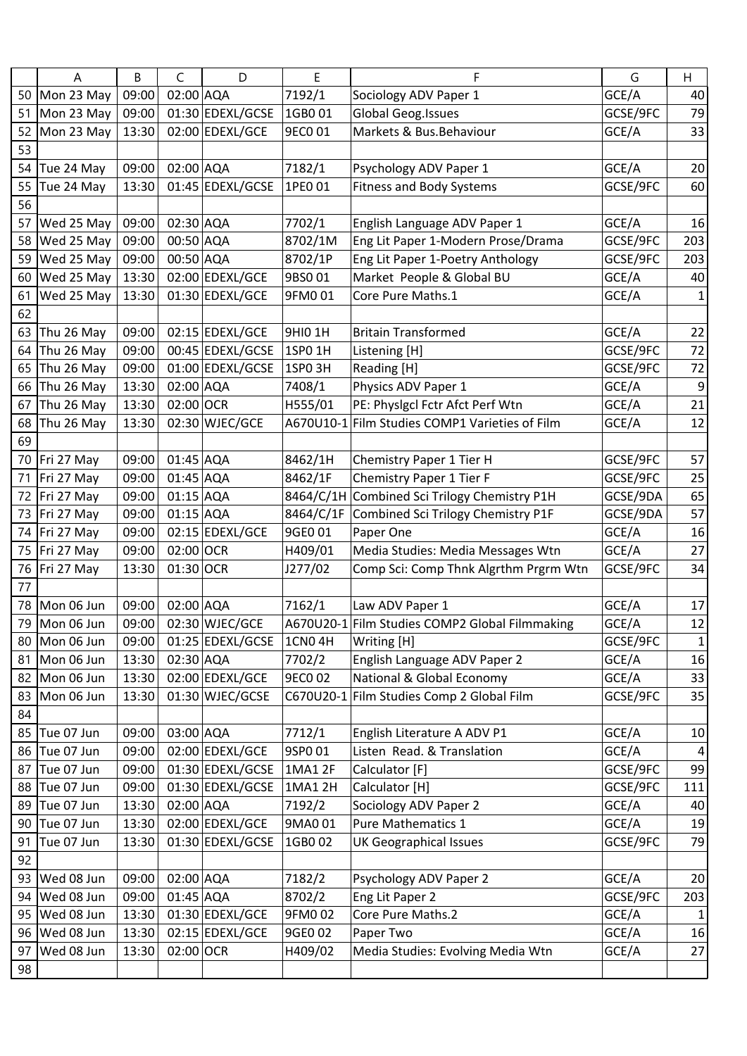| | A | B | C | D | E | F | G | H |
|---|---|---|---|---|---|---|---|---|
| 50 | Mon 23 May | 09:00 | 02:00 | AQA | 7192/1 | Sociology ADV Paper 1 | GCE/A | 40 |
| 51 | Mon 23 May | 09:00 | 01:30 | EDEXL/GCSE | 1GB0 01 | Global Geog.Issues | GCSE/9FC | 79 |
| 52 | Mon 23 May | 13:30 | 02:00 | EDEXL/GCE | 9EC0 01 | Markets & Bus.Behaviour | GCE/A | 33 |
| 53 | | | | | | | | |
| 54 | Tue 24 May | 09:00 | 02:00 | AQA | 7182/1 | Psychology ADV Paper 1 | GCE/A | 20 |
| 55 | Tue 24 May | 13:30 | 01:45 | EDEXL/GCSE | 1PE0 01 | Fitness and Body Systems | GCSE/9FC | 60 |
| 56 | | | | | | | | |
| 57 | Wed 25 May | 09:00 | 02:30 | AQA | 7702/1 | English Language ADV Paper 1 | GCE/A | 16 |
| 58 | Wed 25 May | 09:00 | 00:50 | AQA | 8702/1M | Eng Lit Paper 1-Modern Prose/Drama | GCSE/9FC | 203 |
| 59 | Wed 25 May | 09:00 | 00:50 | AQA | 8702/1P | Eng Lit Paper 1-Poetry Anthology | GCSE/9FC | 203 |
| 60 | Wed 25 May | 13:30 | 02:00 | EDEXL/GCE | 9BS0 01 | Market People & Global BU | GCE/A | 40 |
| 61 | Wed 25 May | 13:30 | 01:30 | EDEXL/GCE | 9FM0 01 | Core Pure Maths.1 | GCE/A | 1 |
| 62 | | | | | | | | |
| 63 | Thu 26 May | 09:00 | 02:15 | EDEXL/GCE | 9HI0 1H | Britain Transformed | GCE/A | 22 |
| 64 | Thu 26 May | 09:00 | 00:45 | EDEXL/GCSE | 1SP0 1H | Listening [H] | GCSE/9FC | 72 |
| 65 | Thu 26 May | 09:00 | 01:00 | EDEXL/GCSE | 1SP0 3H | Reading [H] | GCSE/9FC | 72 |
| 66 | Thu 26 May | 13:30 | 02:00 | AQA | 7408/1 | Physics ADV Paper 1 | GCE/A | 9 |
| 67 | Thu 26 May | 13:30 | 02:00 | OCR | H555/01 | PE: Physlgcl Fctr Afct Perf Wtn | GCE/A | 21 |
| 68 | Thu 26 May | 13:30 | 02:30 | WJEC/GCE | A670U10-1 | Film Studies COMP1 Varieties of Film | GCE/A | 12 |
| 69 | | | | | | | | |
| 70 | Fri 27 May | 09:00 | 01:45 | AQA | 8462/1H | Chemistry Paper 1 Tier H | GCSE/9FC | 57 |
| 71 | Fri 27 May | 09:00 | 01:45 | AQA | 8462/1F | Chemistry Paper 1 Tier F | GCSE/9FC | 25 |
| 72 | Fri 27 May | 09:00 | 01:15 | AQA | 8464/C/1H | Combined Sci Trilogy Chemistry P1H | GCSE/9DA | 65 |
| 73 | Fri 27 May | 09:00 | 01:15 | AQA | 8464/C/1F | Combined Sci Trilogy Chemistry P1F | GCSE/9DA | 57 |
| 74 | Fri 27 May | 09:00 | 02:15 | EDEXL/GCE | 9GE0 01 | Paper One | GCE/A | 16 |
| 75 | Fri 27 May | 09:00 | 02:00 | OCR | H409/01 | Media Studies: Media Messages Wtn | GCE/A | 27 |
| 76 | Fri 27 May | 13:30 | 01:30 | OCR | J277/02 | Comp Sci: Comp Thnk Algrthm Prgrm Wtn | GCSE/9FC | 34 |
| 77 | | | | | | | | |
| 78 | Mon 06 Jun | 09:00 | 02:00 | AQA | 7162/1 | Law ADV Paper 1 | GCE/A | 17 |
| 79 | Mon 06 Jun | 09:00 | 02:30 | WJEC/GCE | A670U20-1 | Film Studies COMP2 Global Filmmaking | GCE/A | 12 |
| 80 | Mon 06 Jun | 09:00 | 01:25 | EDEXL/GCSE | 1CN0 4H | Writing [H] | GCSE/9FC | 1 |
| 81 | Mon 06 Jun | 13:30 | 02:30 | AQA | 7702/2 | English Language ADV Paper 2 | GCE/A | 16 |
| 82 | Mon 06 Jun | 13:30 | 02:00 | EDEXL/GCE | 9EC0 02 | National & Global Economy | GCE/A | 33 |
| 83 | Mon 06 Jun | 13:30 | 01:30 | WJEC/GCSE | C670U20-1 | Film Studies Comp 2 Global Film | GCSE/9FC | 35 |
| 84 | | | | | | | | |
| 85 | Tue 07 Jun | 09:00 | 03:00 | AQA | 7712/1 | English Literature A ADV P1 | GCE/A | 10 |
| 86 | Tue 07 Jun | 09:00 | 02:00 | EDEXL/GCE | 9SP0 01 | Listen Read. & Translation | GCE/A | 4 |
| 87 | Tue 07 Jun | 09:00 | 01:30 | EDEXL/GCSE | 1MA1 2F | Calculator [F] | GCSE/9FC | 99 |
| 88 | Tue 07 Jun | 09:00 | 01:30 | EDEXL/GCSE | 1MA1 2H | Calculator [H] | GCSE/9FC | 111 |
| 89 | Tue 07 Jun | 13:30 | 02:00 | AQA | 7192/2 | Sociology ADV Paper 2 | GCE/A | 40 |
| 90 | Tue 07 Jun | 13:30 | 02:00 | EDEXL/GCE | 9MA0 01 | Pure Mathematics 1 | GCE/A | 19 |
| 91 | Tue 07 Jun | 13:30 | 01:30 | EDEXL/GCSE | 1GB0 02 | UK Geographical Issues | GCSE/9FC | 79 |
| 92 | | | | | | | | |
| 93 | Wed 08 Jun | 09:00 | 02:00 | AQA | 7182/2 | Psychology ADV Paper 2 | GCE/A | 20 |
| 94 | Wed 08 Jun | 09:00 | 01:45 | AQA | 8702/2 | Eng Lit Paper 2 | GCSE/9FC | 203 |
| 95 | Wed 08 Jun | 13:30 | 01:30 | EDEXL/GCE | 9FM0 02 | Core Pure Maths.2 | GCE/A | 1 |
| 96 | Wed 08 Jun | 13:30 | 02:15 | EDEXL/GCE | 9GE0 02 | Paper Two | GCE/A | 16 |
| 97 | Wed 08 Jun | 13:30 | 02:00 | OCR | H409/02 | Media Studies: Evolving Media Wtn | GCE/A | 27 |
| 98 | | | | | | | | |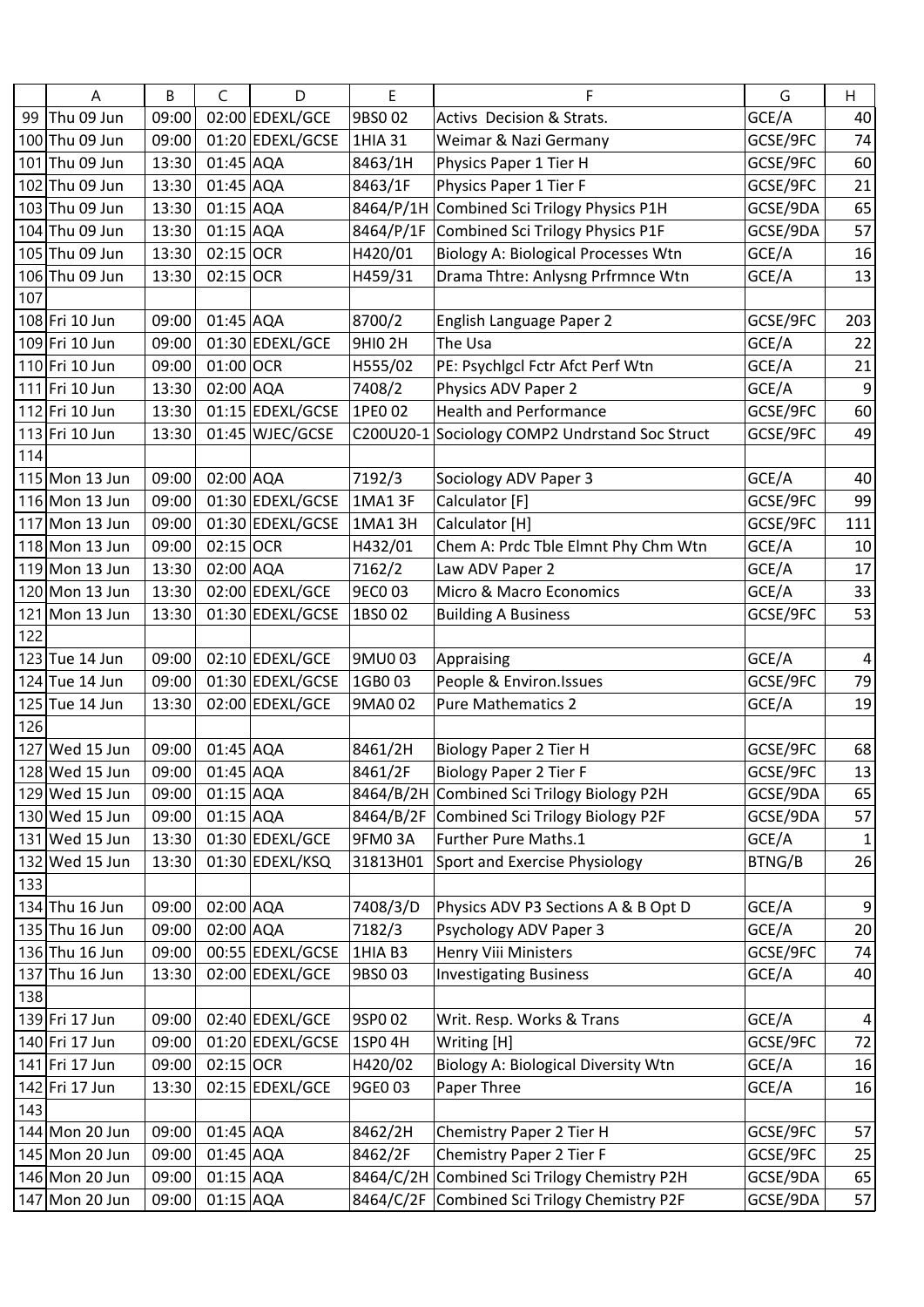| | A | B | C | D | E | F | G | H |
|---|---|---|---|---|---|---|---|---|
| 99 | Thu 09 Jun | 09:00 | 02:00 | EDEXL/GCE | 9BS0 02 | Activs Decision & Strats. | GCE/A | 40 |
| 100 | Thu 09 Jun | 09:00 | 01:20 | EDEXL/GCSE | 1HIA 31 | Weimar & Nazi Germany | GCSE/9FC | 74 |
| 101 | Thu 09 Jun | 13:30 | 01:45 | AQA | 8463/1H | Physics Paper 1 Tier H | GCSE/9FC | 60 |
| 102 | Thu 09 Jun | 13:30 | 01:45 | AQA | 8463/1F | Physics Paper 1 Tier F | GCSE/9FC | 21 |
| 103 | Thu 09 Jun | 13:30 | 01:15 | AQA | 8464/P/1H | Combined Sci Trilogy Physics P1H | GCSE/9DA | 65 |
| 104 | Thu 09 Jun | 13:30 | 01:15 | AQA | 8464/P/1F | Combined Sci Trilogy Physics P1F | GCSE/9DA | 57 |
| 105 | Thu 09 Jun | 13:30 | 02:15 | OCR | H420/01 | Biology A: Biological Processes Wtn | GCE/A | 16 |
| 106 | Thu 09 Jun | 13:30 | 02:15 | OCR | H459/31 | Drama Thtre: Anlysng Prfrmnce Wtn | GCE/A | 13 |
| 107 | | | | | | | | |
| 108 | Fri 10 Jun | 09:00 | 01:45 | AQA | 8700/2 | English Language Paper 2 | GCSE/9FC | 203 |
| 109 | Fri 10 Jun | 09:00 | 01:30 | EDEXL/GCE | 9HI0 2H | The Usa | GCE/A | 22 |
| 110 | Fri 10 Jun | 09:00 | 01:00 | OCR | H555/02 | PE: Psychlgcl Fctr Afct Perf Wtn | GCE/A | 21 |
| 111 | Fri 10 Jun | 13:30 | 02:00 | AQA | 7408/2 | Physics ADV Paper 2 | GCE/A | 9 |
| 112 | Fri 10 Jun | 13:30 | 01:15 | EDEXL/GCSE | 1PE0 02 | Health and Performance | GCSE/9FC | 60 |
| 113 | Fri 10 Jun | 13:30 | 01:45 | WJEC/GCSE | C200U20-1 | Sociology COMP2 Undrstand Soc Struct | GCSE/9FC | 49 |
| 114 | | | | | | | | |
| 115 | Mon 13 Jun | 09:00 | 02:00 | AQA | 7192/3 | Sociology ADV Paper 3 | GCE/A | 40 |
| 116 | Mon 13 Jun | 09:00 | 01:30 | EDEXL/GCSE | 1MA1 3F | Calculator [F] | GCSE/9FC | 99 |
| 117 | Mon 13 Jun | 09:00 | 01:30 | EDEXL/GCSE | 1MA1 3H | Calculator [H] | GCSE/9FC | 111 |
| 118 | Mon 13 Jun | 09:00 | 02:15 | OCR | H432/01 | Chem A: Prdc Tble Elmnt Phy Chm Wtn | GCE/A | 10 |
| 119 | Mon 13 Jun | 13:30 | 02:00 | AQA | 7162/2 | Law ADV Paper 2 | GCE/A | 17 |
| 120 | Mon 13 Jun | 13:30 | 02:00 | EDEXL/GCE | 9EC0 03 | Micro & Macro Economics | GCE/A | 33 |
| 121 | Mon 13 Jun | 13:30 | 01:30 | EDEXL/GCSE | 1BS0 02 | Building A Business | GCSE/9FC | 53 |
| 122 | | | | | | | | |
| 123 | Tue 14 Jun | 09:00 | 02:10 | EDEXL/GCE | 9MU0 03 | Appraising | GCE/A | 4 |
| 124 | Tue 14 Jun | 09:00 | 01:30 | EDEXL/GCSE | 1GB0 03 | People & Environ.Issues | GCSE/9FC | 79 |
| 125 | Tue 14 Jun | 13:30 | 02:00 | EDEXL/GCE | 9MA0 02 | Pure Mathematics 2 | GCE/A | 19 |
| 126 | | | | | | | | |
| 127 | Wed 15 Jun | 09:00 | 01:45 | AQA | 8461/2H | Biology Paper 2 Tier H | GCSE/9FC | 68 |
| 128 | Wed 15 Jun | 09:00 | 01:45 | AQA | 8461/2F | Biology Paper 2 Tier F | GCSE/9FC | 13 |
| 129 | Wed 15 Jun | 09:00 | 01:15 | AQA | 8464/B/2H | Combined Sci Trilogy Biology P2H | GCSE/9DA | 65 |
| 130 | Wed 15 Jun | 09:00 | 01:15 | AQA | 8464/B/2F | Combined Sci Trilogy Biology P2F | GCSE/9DA | 57 |
| 131 | Wed 15 Jun | 13:30 | 01:30 | EDEXL/GCE | 9FM0 3A | Further Pure Maths.1 | GCE/A | 1 |
| 132 | Wed 15 Jun | 13:30 | 01:30 | EDEXL/KSQ | 31813H01 | Sport and Exercise Physiology | BTNG/B | 26 |
| 133 | | | | | | | | |
| 134 | Thu 16 Jun | 09:00 | 02:00 | AQA | 7408/3/D | Physics ADV P3 Sections A & B Opt D | GCE/A | 9 |
| 135 | Thu 16 Jun | 09:00 | 02:00 | AQA | 7182/3 | Psychology ADV Paper 3 | GCE/A | 20 |
| 136 | Thu 16 Jun | 09:00 | 00:55 | EDEXL/GCSE | 1HIA B3 | Henry Viii Ministers | GCSE/9FC | 74 |
| 137 | Thu 16 Jun | 13:30 | 02:00 | EDEXL/GCE | 9BS0 03 | Investigating Business | GCE/A | 40 |
| 138 | | | | | | | | |
| 139 | Fri 17 Jun | 09:00 | 02:40 | EDEXL/GCE | 9SP0 02 | Writ. Resp. Works & Trans | GCE/A | 4 |
| 140 | Fri 17 Jun | 09:00 | 01:20 | EDEXL/GCSE | 1SP0 4H | Writing [H] | GCSE/9FC | 72 |
| 141 | Fri 17 Jun | 09:00 | 02:15 | OCR | H420/02 | Biology A: Biological Diversity Wtn | GCE/A | 16 |
| 142 | Fri 17 Jun | 13:30 | 02:15 | EDEXL/GCE | 9GE0 03 | Paper Three | GCE/A | 16 |
| 143 | | | | | | | | |
| 144 | Mon 20 Jun | 09:00 | 01:45 | AQA | 8462/2H | Chemistry Paper 2 Tier H | GCSE/9FC | 57 |
| 145 | Mon 20 Jun | 09:00 | 01:45 | AQA | 8462/2F | Chemistry Paper 2 Tier F | GCSE/9FC | 25 |
| 146 | Mon 20 Jun | 09:00 | 01:15 | AQA | 8464/C/2H | Combined Sci Trilogy Chemistry P2H | GCSE/9DA | 65 |
| 147 | Mon 20 Jun | 09:00 | 01:15 | AQA | 8464/C/2F | Combined Sci Trilogy Chemistry P2F | GCSE/9DA | 57 |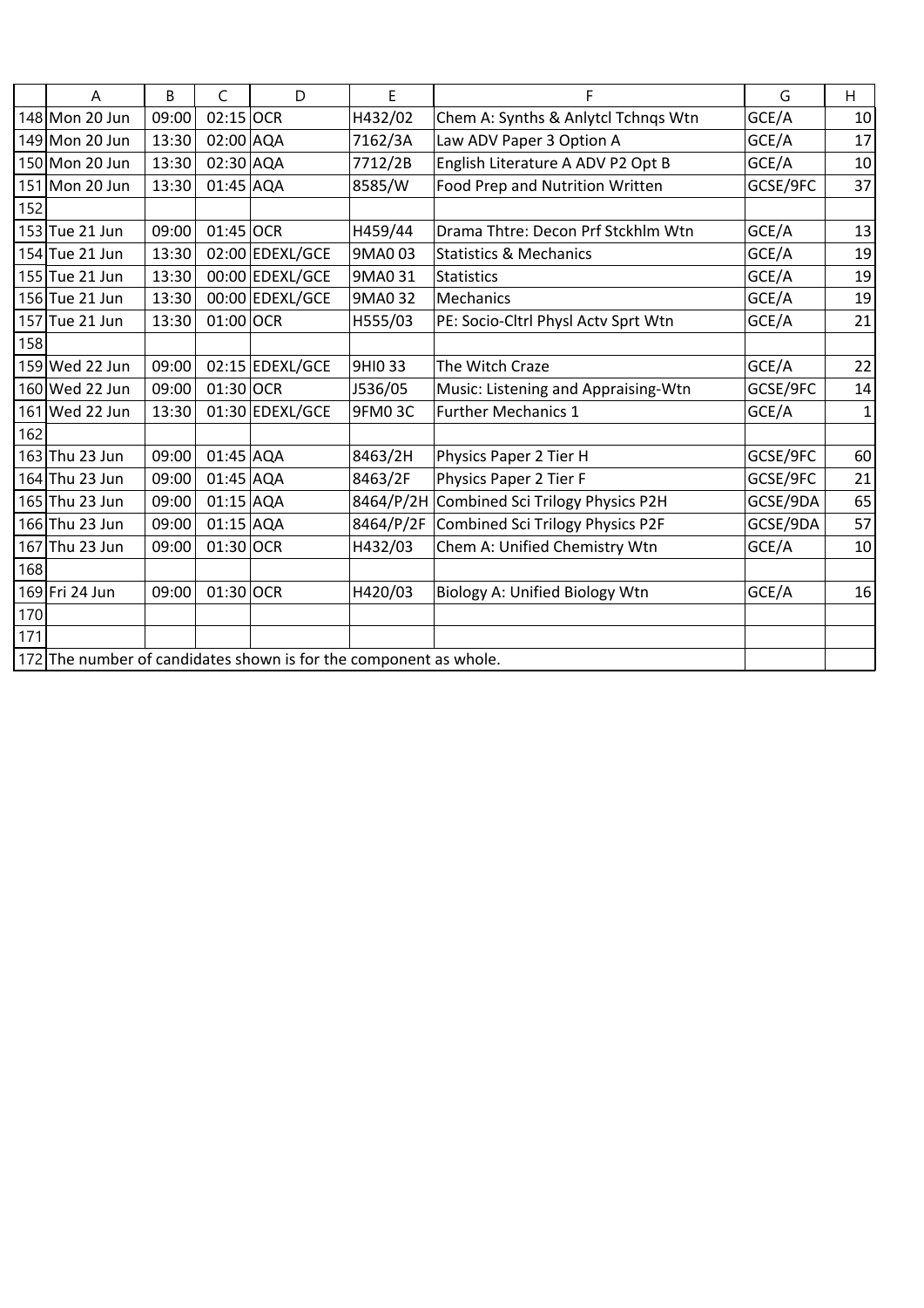| | A | B | C | D | E | F | G | H |
|---|---|---|---|---|---|---|---|---|
| 148 | Mon 20 Jun | 09:00 | 02:15 | OCR | H432/02 | Chem A: Synths & Anlytcl Tchnqs Wtn | GCE/A | 10 |
| 149 | Mon 20 Jun | 13:30 | 02:00 | AQA | 7162/3A | Law ADV Paper 3 Option A | GCE/A | 17 |
| 150 | Mon 20 Jun | 13:30 | 02:30 | AQA | 7712/2B | English Literature A ADV P2 Opt B | GCE/A | 10 |
| 151 | Mon 20 Jun | 13:30 | 01:45 | AQA | 8585/W | Food Prep and Nutrition Written | GCSE/9FC | 37 |
| 152 | | | | | | | | |
| 153 | Tue 21 Jun | 09:00 | 01:45 | OCR | H459/44 | Drama Thtre: Decon Prf Stckhlm Wtn | GCE/A | 13 |
| 154 | Tue 21 Jun | 13:30 | 02:00 | EDEXL/GCE | 9MA0 03 | Statistics & Mechanics | GCE/A | 19 |
| 155 | Tue 21 Jun | 13:30 | 00:00 | EDEXL/GCE | 9MA0 31 | Statistics | GCE/A | 19 |
| 156 | Tue 21 Jun | 13:30 | 00:00 | EDEXL/GCE | 9MA0 32 | Mechanics | GCE/A | 19 |
| 157 | Tue 21 Jun | 13:30 | 01:00 | OCR | H555/03 | PE: Socio-Cltrl Physl Actv Sprt Wtn | GCE/A | 21 |
| 158 | | | | | | | | |
| 159 | Wed 22 Jun | 09:00 | 02:15 | EDEXL/GCE | 9HI0 33 | The Witch Craze | GCE/A | 22 |
| 160 | Wed 22 Jun | 09:00 | 01:30 | OCR | J536/05 | Music: Listening and Appraising-Wtn | GCSE/9FC | 14 |
| 161 | Wed 22 Jun | 13:30 | 01:30 | EDEXL/GCE | 9FM0 3C | Further Mechanics 1 | GCE/A | 1 |
| 162 | | | | | | | | |
| 163 | Thu 23 Jun | 09:00 | 01:45 | AQA | 8463/2H | Physics Paper 2 Tier H | GCSE/9FC | 60 |
| 164 | Thu 23 Jun | 09:00 | 01:45 | AQA | 8463/2F | Physics Paper 2 Tier F | GCSE/9FC | 21 |
| 165 | Thu 23 Jun | 09:00 | 01:15 | AQA | 8464/P/2H | Combined Sci Trilogy Physics P2H | GCSE/9DA | 65 |
| 166 | Thu 23 Jun | 09:00 | 01:15 | AQA | 8464/P/2F | Combined Sci Trilogy Physics P2F | GCSE/9DA | 57 |
| 167 | Thu 23 Jun | 09:00 | 01:30 | OCR | H432/03 | Chem A: Unified Chemistry Wtn | GCE/A | 10 |
| 168 | | | | | | | | |
| 169 | Fri 24 Jun | 09:00 | 01:30 | OCR | H420/03 | Biology A: Unified Biology Wtn | GCE/A | 16 |
| 170 | | | | | | | | |
| 171 | | | | | | | | |
| 172 | The number of candidates shown is for the component as whole. | | | | | | | |